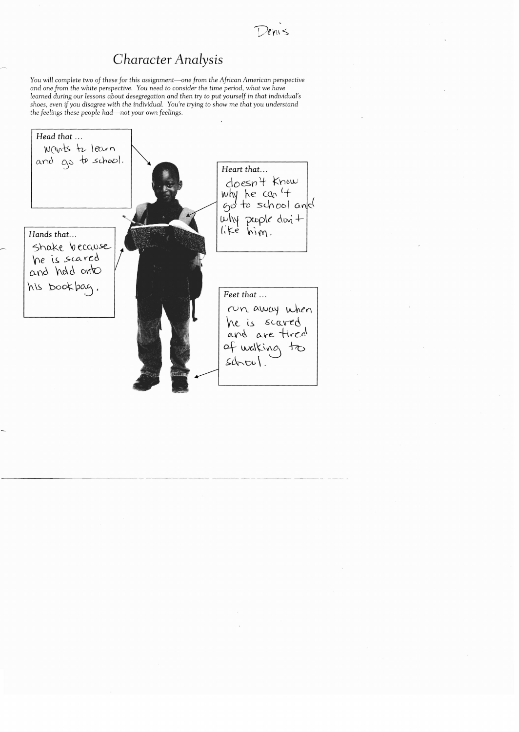Denis

# Character Analysis

*You will complete two of these for this assignment—one from the African American perspective and one from the white perspective. You need to consider the time period, what we have learned during our lessons about desegregation and then try to put yourself in that individual's shoes, even if you disagree with the individual. You're trying to show me that you understand the feelings these people had—not your own feelings.*

*Head that ...*
wants to learn and go to school.

*Heart that...*
doesn't know why he can't go to school and why people don't like him.

*Hands that...*
shake because he is scared and hold onto his bookbag.

*Feet that ...*
run away when he is scared and are tired of walking to school.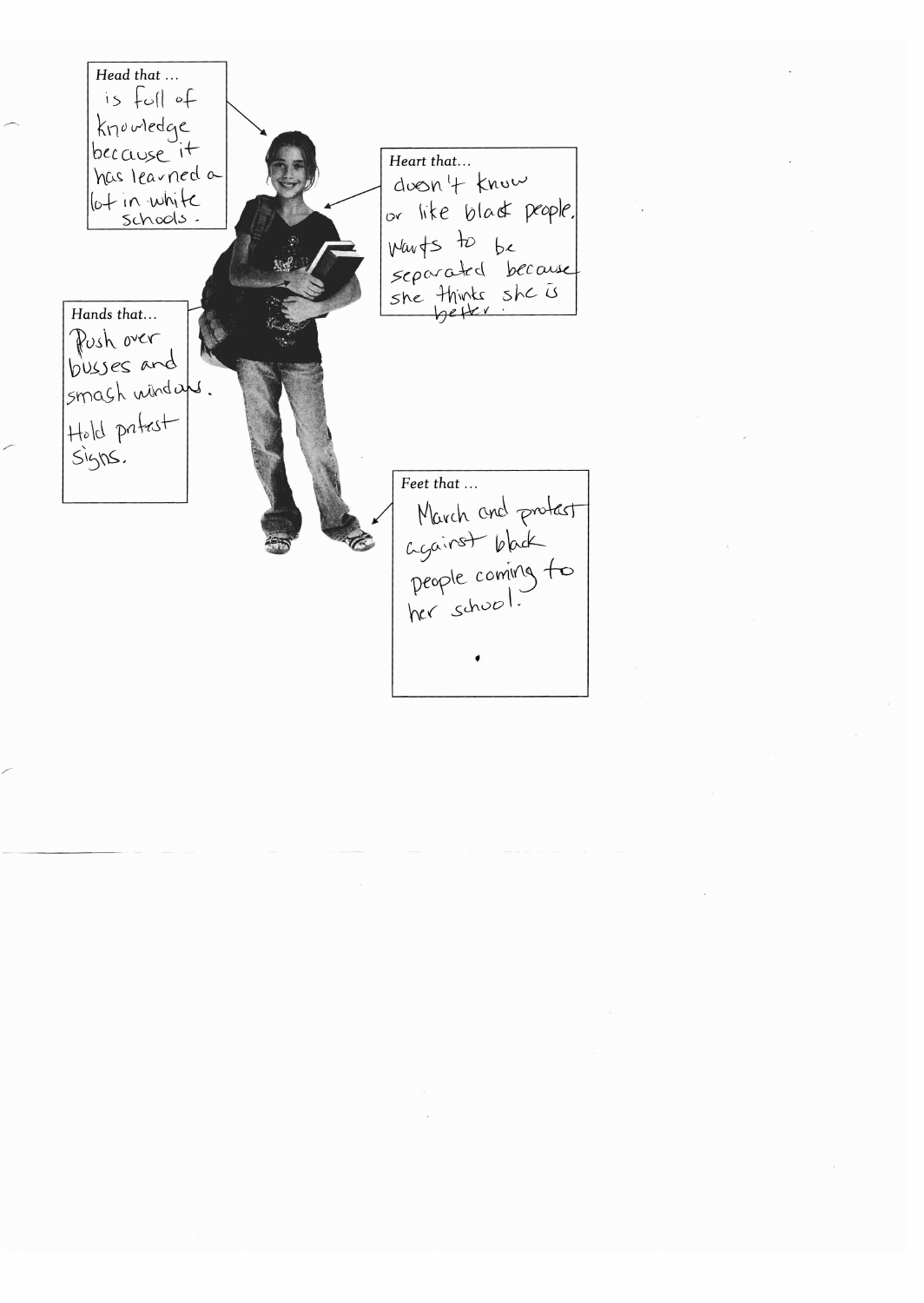*Head that ...*

is full of knowledge because it has learned a lot in white schools.

*Heart that...*

doesn't know or like black people. wants to be separated because she thinks she is better.

*Hands that...*

Push over busses and smash windows.

Hold protest signs.

*Feet that ...*

March and protest against black people coming to her school.